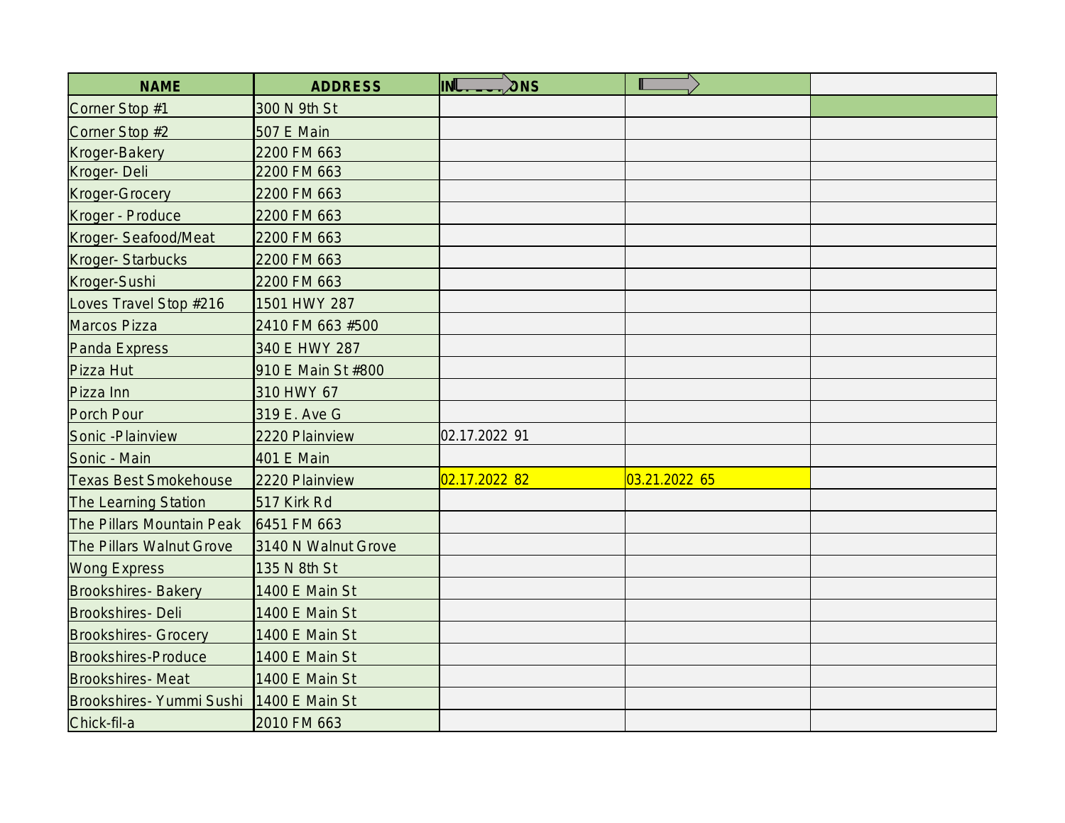| NAME | ADDRESS | INSPECTIONS | | |
|---|---|---|---|---|
| Corner Stop #1 | 300 N 9th St | | | |
| Corner Stop #2 | 507 E Main | | | |
| Kroger-Bakery | 2200 FM 663 | | | |
| Kroger- Deli | 2200 FM 663 | | | |
| Kroger-Grocery | 2200 FM 663 | | | |
| Kroger - Produce | 2200 FM 663 | | | |
| Kroger- Seafood/Meat | 2200 FM 663 | | | |
| Kroger- Starbucks | 2200 FM 663 | | | |
| Kroger-Sushi | 2200 FM 663 | | | |
| Loves Travel Stop #216 | 1501 HWY 287 | | | |
| Marcos Pizza | 2410 FM 663 #500 | | | |
| Panda Express | 340 E HWY 287 | | | |
| Pizza Hut | 910 E Main St #800 | | | |
| Pizza Inn | 310 HWY 67 | | | |
| Porch Pour | 319 E. Ave G | | | |
| Sonic -Plainview | 2220 Plainview | 02.17.2022 91 | | |
| Sonic - Main | 401 E Main | | | |
| Texas Best Smokehouse | 2220 Plainview | 02.17.2022 82 | 03.21.2022 65 | |
| The Learning Station | 517 Kirk Rd | | | |
| The Pillars Mountain Peak | 6451 FM 663 | | | |
| The Pillars Walnut Grove | 3140 N Walnut Grove | | | |
| Wong Express | 135 N 8th St | | | |
| Brookshires- Bakery | 1400 E Main St | | | |
| Brookshires- Deli | 1400 E Main St | | | |
| Brookshires- Grocery | 1400 E Main St | | | |
| Brookshires-Produce | 1400 E Main St | | | |
| Brookshires- Meat | 1400 E Main St | | | |
| Brookshires- Yummi Sushi | 1400 E Main St | | | |
| Chick-fil-a | 2010 FM 663 | | | |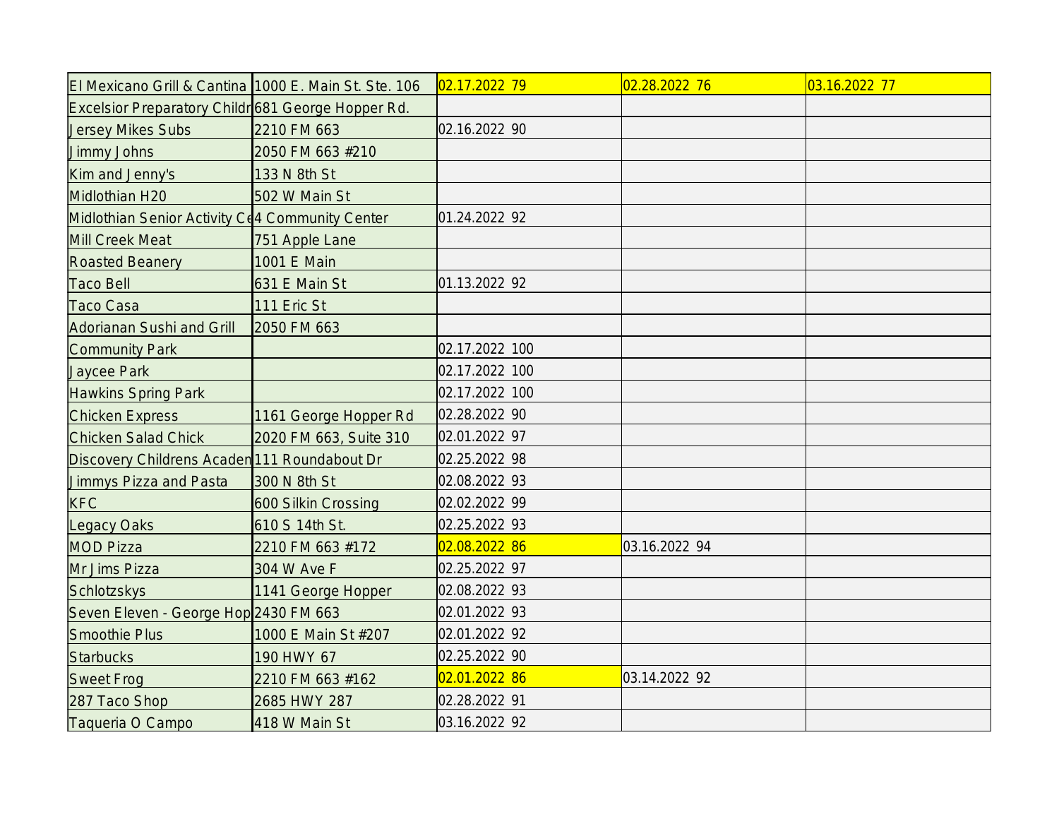| | | | | |
|---|---|---|---|---|
| El Mexicano Grill & Cantina | 1000 E. Main St. Ste. 106 | 02.17.2022 79 | 02.28.2022 76 | 03.16.2022 77 |
| Excelsior Preparatory Childr | 681 George Hopper Rd. | | | |
| Jersey Mikes Subs | 2210 FM 663 | 02.16.2022 90 | | |
| Jimmy Johns | 2050 FM 663 #210 | | | |
| Kim and Jenny's | 133 N 8th St | | | |
| Midlothian H20 | 502 W Main St | | | |
| Midlothian Senior Activity Ce | 4 Community Center | 01.24.2022 92 | | |
| Mill Creek Meat | 751 Apple Lane | | | |
| Roasted Beanery | 1001 E Main | | | |
| Taco Bell | 631 E Main St | 01.13.2022 92 | | |
| Taco Casa | 111 Eric St | | | |
| Adorianan Sushi and Grill | 2050 FM 663 | | | |
| Community Park | | 02.17.2022 100 | | |
| Jaycee Park | | 02.17.2022 100 | | |
| Hawkins Spring Park | | 02.17.2022 100 | | |
| Chicken Express | 1161 George Hopper Rd | 02.28.2022 90 | | |
| Chicken Salad Chick | 2020 FM 663, Suite 310 | 02.01.2022 97 | | |
| Discovery Childrens Acaden | 111 Roundabout Dr | 02.25.2022 98 | | |
| Jimmys Pizza and Pasta | 300 N 8th St | 02.08.2022 93 | | |
| KFC | 600 Silkin Crossing | 02.02.2022 99 | | |
| Legacy Oaks | 610 S 14th St. | 02.25.2022 93 | | |
| MOD Pizza | 2210 FM 663 #172 | 02.08.2022 86 | 03.16.2022 94 | |
| Mr Jims Pizza | 304 W Ave F | 02.25.2022 97 | | |
| Schlotzskys | 1141 George Hopper | 02.08.2022 93 | | |
| Seven Eleven - George Hop | 2430 FM 663 | 02.01.2022 93 | | |
| Smoothie Plus | 1000 E Main St #207 | 02.01.2022 92 | | |
| Starbucks | 190 HWY 67 | 02.25.2022 90 | | |
| Sweet Frog | 2210 FM 663 #162 | 02.01.2022 86 | 03.14.2022 92 | |
| 287 Taco Shop | 2685 HWY 287 | 02.28.2022 91 | | |
| Taqueria O Campo | 418 W Main St | 03.16.2022 92 | | |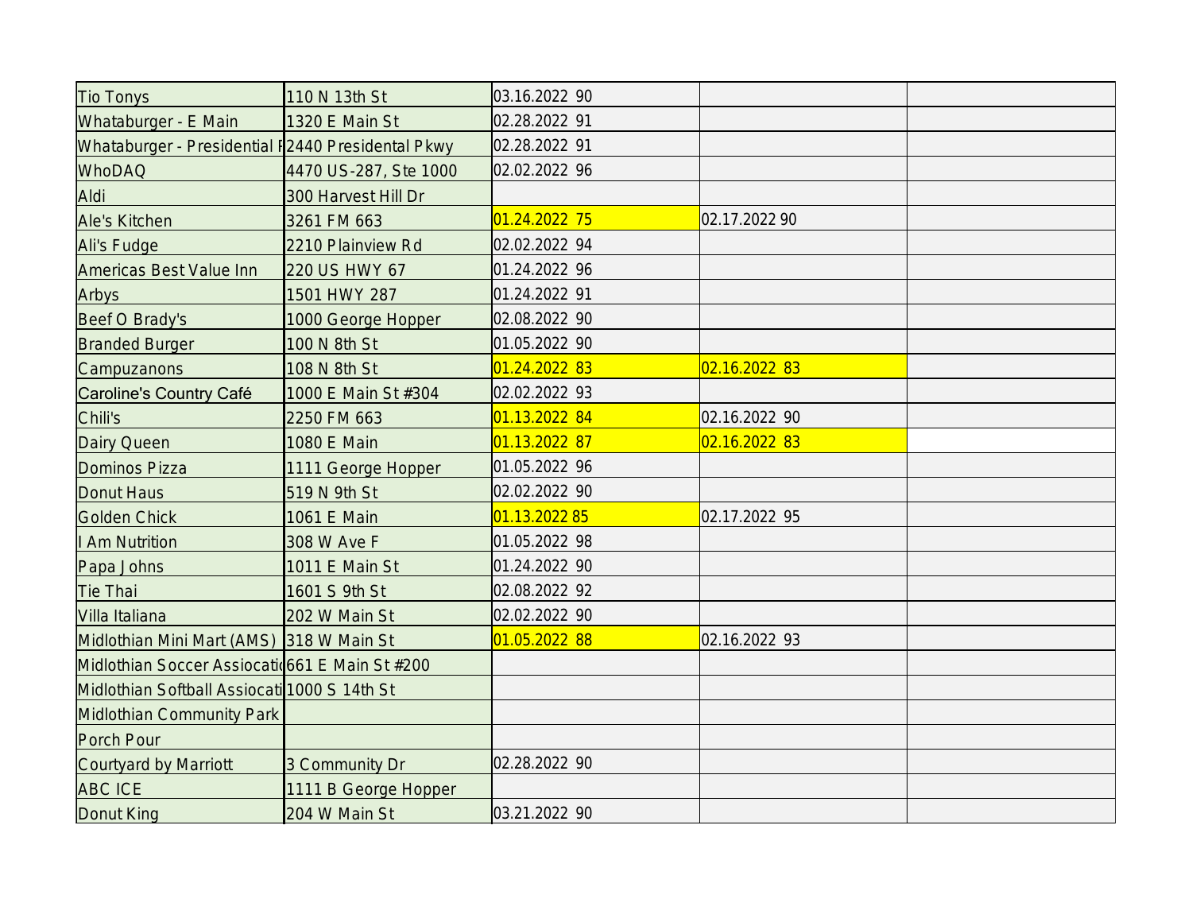| | | | | |
|---|---|---|---|---|
| Tio Tonys | 110 N 13th St | 03.16.2022 90 | | |
| Whataburger - E Main | 1320 E Main St | 02.28.2022 91 | | |
| Whataburger - Presidential P | 2440 Presidental Pkwy | 02.28.2022 91 | | |
| WhoDAQ | 4470 US-287, Ste 1000 | 02.02.2022 96 | | |
| Aldi | 300 Harvest Hill Dr | | | |
| Ale's Kitchen | 3261 FM 663 | 01.24.2022 75 | 02.17.2022 90 | |
| Ali's Fudge | 2210 Plainview Rd | 02.02.2022 94 | | |
| Americas Best Value Inn | 220 US HWY 67 | 01.24.2022 96 | | |
| Arbys | 1501 HWY 287 | 01.24.2022 91 | | |
| Beef O Brady's | 1000 George Hopper | 02.08.2022 90 | | |
| Branded Burger | 100 N 8th St | 01.05.2022 90 | | |
| Campuzanons | 108 N 8th St | 01.24.2022 83 | 02.16.2022 83 | |
| Caroline's Country Café | 1000 E Main St #304 | 02.02.2022 93 | | |
| Chili's | 2250 FM 663 | 01.13.2022 84 | 02.16.2022 90 | |
| Dairy Queen | 1080 E Main | 01.13.2022 87 | 02.16.2022 83 | |
| Dominos Pizza | 1111 George Hopper | 01.05.2022 96 | | |
| Donut Haus | 519 N 9th St | 02.02.2022 90 | | |
| Golden Chick | 1061 E Main | 01.13.2022 85 | 02.17.2022 95 | |
| I Am Nutrition | 308 W Ave F | 01.05.2022 98 | | |
| Papa Johns | 1011 E Main St | 01.24.2022 90 | | |
| Tie Thai | 1601 S 9th St | 02.08.2022 92 | | |
| Villa Italiana | 202 W Main St | 02.02.2022 90 | | |
| Midlothian Mini Mart (AMS) | 318 W Main St | 01.05.2022 88 | 02.16.2022 93 | |
| Midlothian Soccer Assiocatio | 661 E Main St #200 | | | |
| Midlothian Softball Assiocati | 1000 S 14th St | | | |
| Midlothian Community Park | | | | |
| Porch Pour | | | | |
| Courtyard by Marriott | 3 Community Dr | 02.28.2022 90 | | |
| ABC ICE | 1111 B George Hopper | | | |
| Donut King | 204 W Main St | 03.21.2022 90 | | |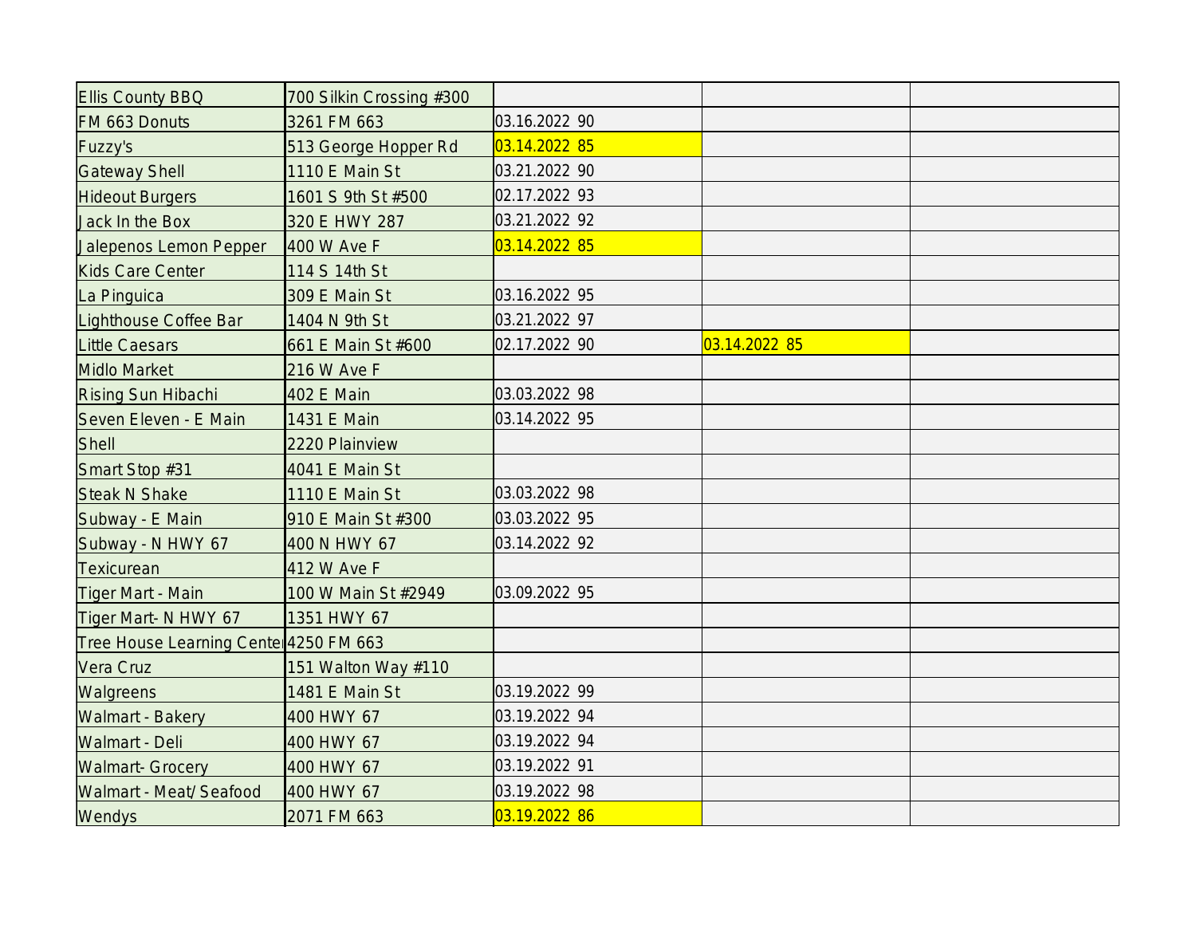| | | | | |
|---|---|---|---|---|
| Ellis County BBQ | 700 Silkin Crossing #300 | | | |
| FM 663 Donuts | 3261 FM 663 | 03.16.2022 90 | | |
| Fuzzy's | 513 George Hopper Rd | 03.14.2022 85 | | |
| Gateway Shell | 1110 E Main St | 03.21.2022 90 | | |
| Hideout Burgers | 1601 S 9th St #500 | 02.17.2022 93 | | |
| Jack In the Box | 320 E HWY 287 | 03.21.2022 92 | | |
| Jalepenos Lemon Pepper | 400 W Ave F | 03.14.2022 85 | | |
| Kids Care Center | 114 S 14th St | | | |
| La Pinguica | 309 E Main St | 03.16.2022 95 | | |
| Lighthouse Coffee Bar | 1404 N 9th St | 03.21.2022 97 | | |
| Little Caesars | 661 E Main St #600 | 02.17.2022 90 | 03.14.2022 85 | |
| Midlo Market | 216 W Ave F | | | |
| Rising Sun Hibachi | 402 E Main | 03.03.2022 98 | | |
| Seven Eleven - E Main | 1431 E Main | 03.14.2022 95 | | |
| Shell | 2220 Plainview | | | |
| Smart Stop #31 | 4041 E Main St | | | |
| Steak N Shake | 1110 E Main St | 03.03.2022 98 | | |
| Subway - E Main | 910 E Main St #300 | 03.03.2022 95 | | |
| Subway - N HWY 67 | 400 N HWY 67 | 03.14.2022 92 | | |
| Texicurean | 412 W Ave F | | | |
| Tiger Mart - Main | 100 W Main St #2949 | 03.09.2022 95 | | |
| Tiger Mart- N HWY 67 | 1351 HWY 67 | | | |
| Tree House Learning Center | 4250 FM 663 | | | |
| Vera Cruz | 151 Walton Way #110 | | | |
| Walgreens | 1481 E Main St | 03.19.2022 99 | | |
| Walmart - Bakery | 400 HWY 67 | 03.19.2022 94 | | |
| Walmart - Deli | 400 HWY 67 | 03.19.2022 94 | | |
| Walmart- Grocery | 400 HWY 67 | 03.19.2022 91 | | |
| Walmart - Meat/Seafood | 400 HWY 67 | 03.19.2022 98 | | |
| Wendys | 2071 FM 663 | 03.19.2022 86 | | |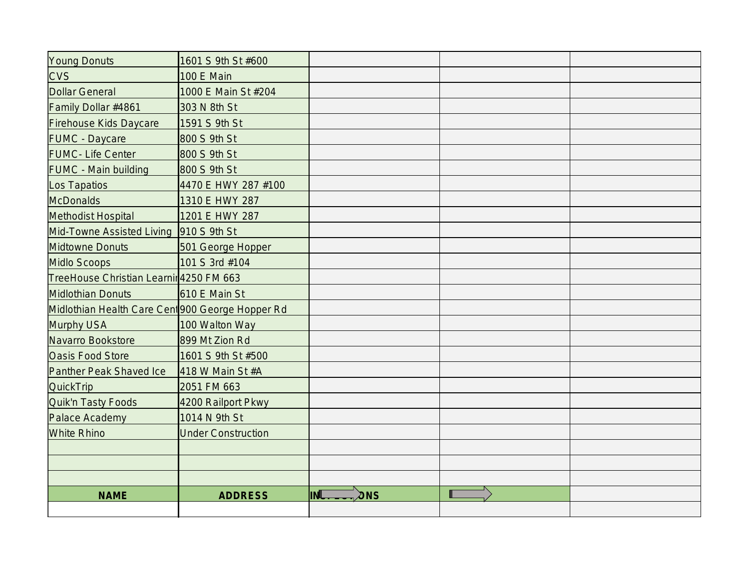| NAME | ADDRESS | INSPECTIONS | | |
|---|---|---|---|---|
| Young Donuts | 1601 S 9th St #600 | | | |
| CVS | 100 E Main | | | |
| Dollar General | 1000 E Main St #204 | | | |
| Family Dollar #4861 | 303 N 8th St | | | |
| Firehouse Kids Daycare | 1591 S 9th St | | | |
| FUMC - Daycare | 800 S 9th St | | | |
| FUMC- Life Center | 800 S 9th St | | | |
| FUMC - Main building | 800 S 9th St | | | |
| Los Tapatios | 4470 E HWY 287 #100 | | | |
| McDonalds | 1310 E HWY 287 | | | |
| Methodist Hospital | 1201 E HWY 287 | | | |
| Mid-Towne Assisted Living | 910 S 9th St | | | |
| Midtowne Donuts | 501 George Hopper | | | |
| Midlo Scoops | 101 S 3rd #104 | | | |
| TreeHouse Christian Learnin | 4250 FM 663 | | | |
| Midlothian Donuts | 610 E Main St | | | |
| Midlothian Health Care Cent | 900 George Hopper Rd | | | |
| Murphy USA | 100 Walton Way | | | |
| Navarro Bookstore | 899 Mt Zion Rd | | | |
| Oasis Food Store | 1601 S 9th St #500 | | | |
| Panther Peak Shaved Ice | 418 W Main St #A | | | |
| QuickTrip | 2051 FM 663 | | | |
| Quik'n Tasty Foods | 4200 Railport Pkwy | | | |
| Palace Academy | 1014 N 9th St | | | |
| White Rhino | Under Construction | | | |
| | | | | |
| | | | | |
| | | | | |
| | | | | |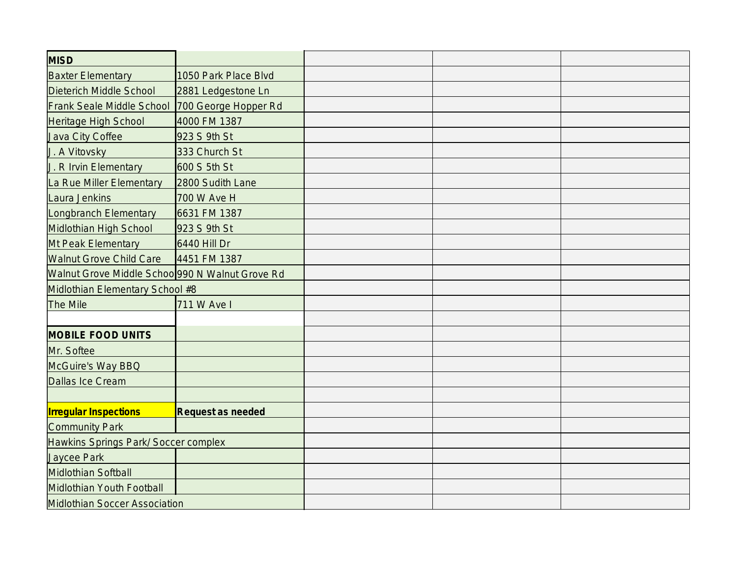| MISD | | | | |
|---|---|---|---|---|
| Baxter Elementary | 1050 Park Place Blvd | | | |
| Dieterich Middle School | 2881 Ledgestone Ln | | | |
| Frank Seale Middle School | 700 George Hopper Rd | | | |
| Heritage High School | 4000 FM 1387 | | | |
| Java City Coffee | 923 S 9th St | | | |
| J. A Vitovsky | 333 Church St | | | |
| J. R Irvin Elementary | 600 S 5th St | | | |
| La Rue Miller Elementary | 2800 Sudith Lane | | | |
| Laura Jenkins | 700 W Ave H | | | |
| Longbranch Elementary | 6631 FM 1387 | | | |
| Midlothian High School | 923 S 9th St | | | |
| Mt Peak Elementary | 6440 Hill Dr | | | |
| Walnut Grove Child Care | 4451 FM 1387 | | | |
| Walnut Grove Middle Schoo | 990 N Walnut Grove Rd | | | |
| Midlothian Elementary School #8 | | | | |
| The Mile | 711 W Ave I | | | |
| | | | | |
| **MOBILE FOOD UNITS** | | | | |
| Mr. Softee | | | | |
| McGuire's Way BBQ | | | | |
| Dallas Ice Cream | | | | |
| | | | | |
| **Irregular Inspections** | **Request as needed** | | | |
| Community Park | | | | |
| Hawkins Springs Park/Soccer complex | | | | |
| Jaycee Park | | | | |
| Midlothian Softball | | | | |
| Midlothian Youth Football | | | | |
| Midlothian Soccer Association | | | | |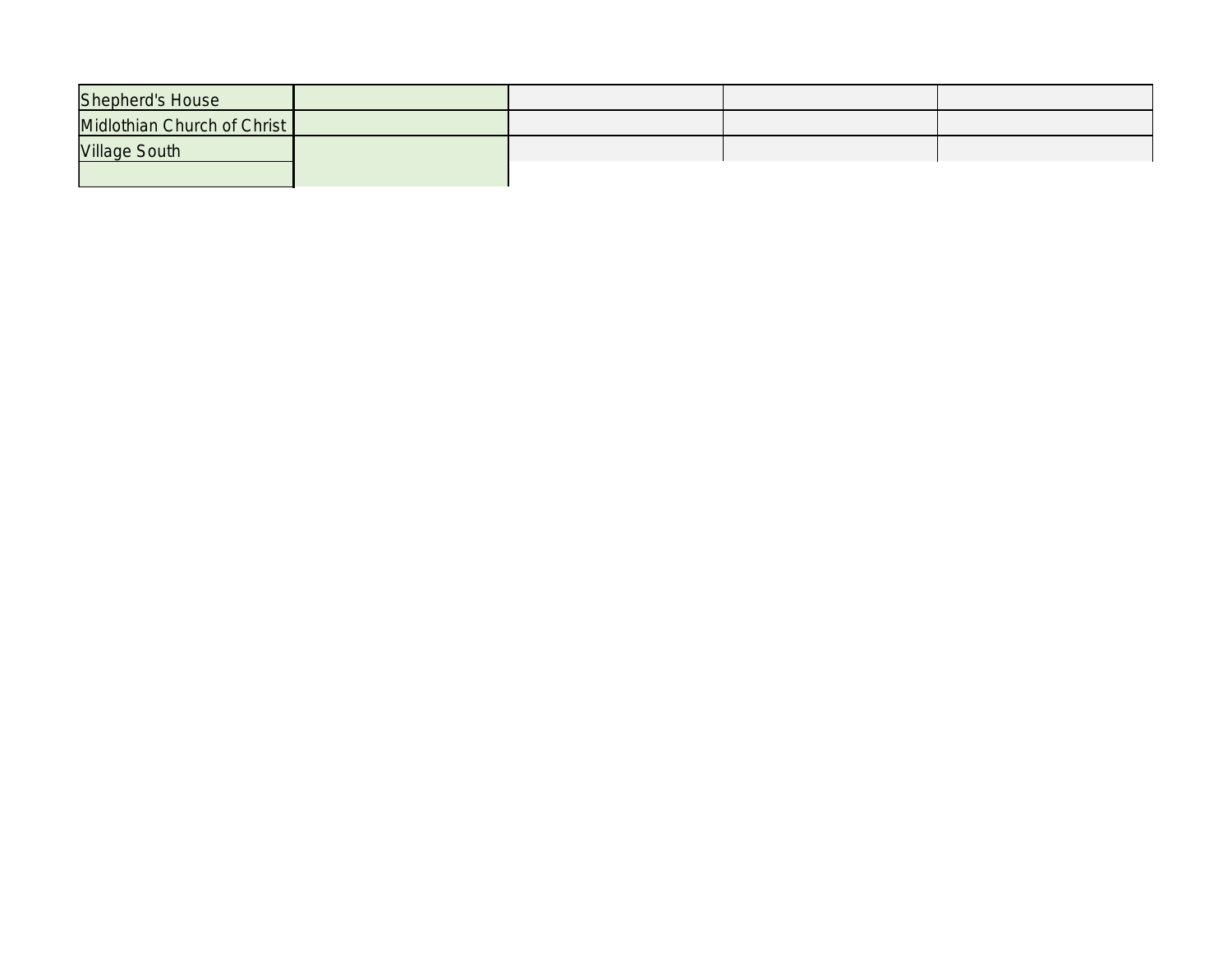| | | | | |
|---|---|---|---|---|
| Shepherd's House | | | | |
| Midlothian Church of Christ | | | | |
| Village South | | | | |
| | | | | |